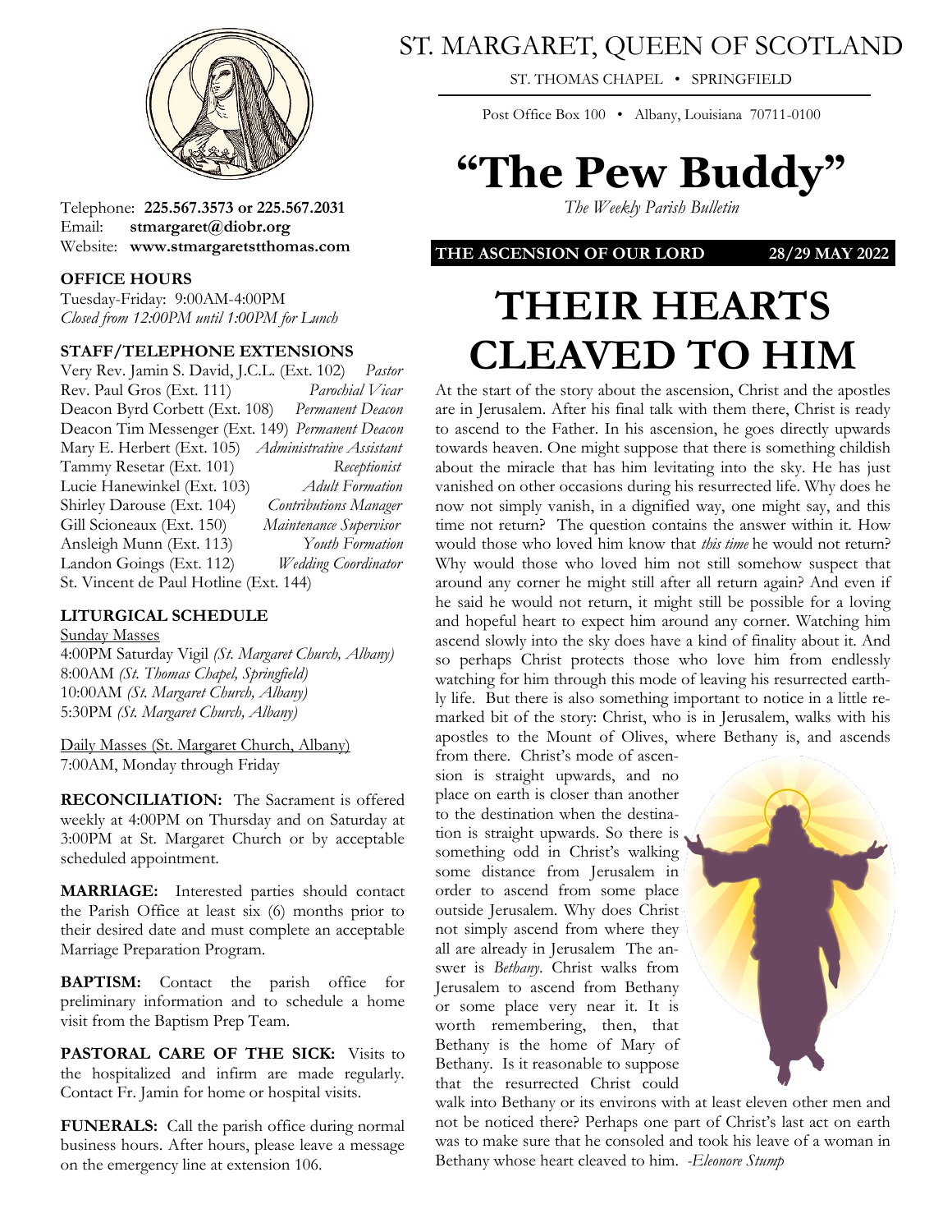# ST. MARGARET, QUEEN OF SCOTLAND

ST. THOMAS CHAPEL • SPRINGFIELD

Post Office Box 100 • Albany, Louisiana 70711-0100

# "The Pew Buddy"

*The Weekly Parish Bulletin*

Telephone: **225.567.3573 or 225.567.2031**
Email: **stmargaret@diobr.org**
Website: **www.stmargaretstthomas.com**

### OFFICE HOURS

Tuesday-Friday: 9:00AM-4:00PM
*Closed from 12:00PM until 1:00PM for Lunch*

### STAFF/TELEPHONE EXTENSIONS

Very Rev. Jamin S. David, J.C.L. (Ext. 102) *Pastor*
Rev. Paul Gros (Ext. 111) *Parochial Vicar*
Deacon Byrd Corbett (Ext. 108) *Permanent Deacon*
Deacon Tim Messenger (Ext. 149) *Permanent Deacon*
Mary E. Herbert (Ext. 105) *Administrative Assistant*
Tammy Resetar (Ext. 101) *Receptionist*
Lucie Hanewinkel (Ext. 103) *Adult Formation*
Shirley Darouse (Ext. 104) *Contributions Manager*
Gill Scioneaux (Ext. 150) *Maintenance Supervisor*
Ansleigh Munn (Ext. 113) *Youth Formation*
Landon Goings (Ext. 112) *Wedding Coordinator*
St. Vincent de Paul Hotline (Ext. 144)

### LITURGICAL SCHEDULE

Sunday Masses
4:00PM Saturday Vigil *(St. Margaret Church, Albany)*
8:00AM *(St. Thomas Chapel, Springfield)*
10:00AM *(St. Margaret Church, Albany)*
5:30PM *(St. Margaret Church, Albany)*

Daily Masses (St. Margaret Church, Albany)
7:00AM, Monday through Friday

**RECONCILIATION:** The Sacrament is offered weekly at 4:00PM on Thursday and on Saturday at 3:00PM at St. Margaret Church or by acceptable scheduled appointment.

**MARRIAGE:** Interested parties should contact the Parish Office at least six (6) months prior to their desired date and must complete an acceptable Marriage Preparation Program.

**BAPTISM:** Contact the parish office for preliminary information and to schedule a home visit from the Baptism Prep Team.

**PASTORAL CARE OF THE SICK:** Visits to the hospitalized and infirm are made regularly. Contact Fr. Jamin for home or hospital visits.

**FUNERALS:** Call the parish office during normal business hours. After hours, please leave a message on the emergency line at extension 106.

**THE ASCENSION OF OUR LORD** **28/29 MAY 2022**

# THEIR HEARTS CLEAVED TO HIM

At the start of the story about the ascension, Christ and the apostles are in Jerusalem. After his final talk with them there, Christ is ready to ascend to the Father. In his ascension, he goes directly upwards towards heaven. One might suppose that there is something childish about the miracle that has him levitating into the sky. He has just vanished on other occasions during his resurrected life. Why does he now not simply vanish, in a dignified way, one might say, and this time not return? The question contains the answer within it. How would those who loved him know that *this time* he would not return? Why would those who loved him not still somehow suspect that around any corner he might still after all return again? And even if he said he would not return, it might still be possible for a loving and hopeful heart to expect him around any corner. Watching him ascend slowly into the sky does have a kind of finality about it. And so perhaps Christ protects those who love him from endlessly watching for him through this mode of leaving his resurrected earthly life. But there is also something important to notice in a little remarked bit of the story: Christ, who is in Jerusalem, walks with his apostles to the Mount of Olives, where Bethany is, and ascends from there. Christ's mode of ascension is straight upwards, and no place on earth is closer than another to the destination when the destination is straight upwards. So there is something odd in Christ's walking some distance from Jerusalem in order to ascend from some place outside Jerusalem. Why does Christ not simply ascend from where they all are already in Jerusalem The answer is *Bethany*. Christ walks from Jerusalem to ascend from Bethany or some place very near it. It is worth remembering, then, that Bethany is the home of Mary of Bethany. Is it reasonable to suppose that the resurrected Christ could walk into Bethany or its environs with at least eleven other men and not be noticed there? Perhaps one part of Christ's last act on earth was to make sure that he consoled and took his leave of a woman in Bethany whose heart cleaved to him. *-Eleonore Stump*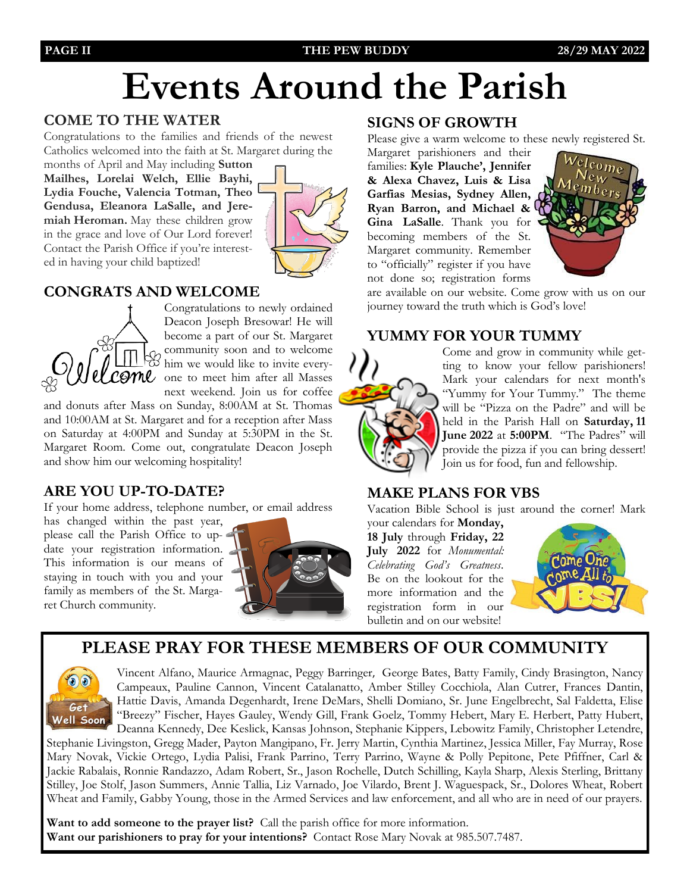# Events Around the Parish

## COME TO THE WATER

Congratulations to the families and friends of the newest Catholics welcomed into the faith at St. Margaret during the months of April and May including **Sutton Mailhes, Lorelai Welch, Ellie Bayhi, Lydia Fouche, Valencia Totman, Theo Gendusa, Eleanora LaSalle, and Jeremiah Heroman.** May these children grow in the grace and love of Our Lord forever! Contact the Parish Office if you're interested in having your child baptized!

## CONGRATS AND WELCOME

Congratulations to newly ordained Deacon Joseph Bresowar! He will become a part of our St. Margaret community soon and to welcome him we would like to invite everyone to meet him after all Masses next weekend. Join us for coffee and donuts after Mass on Sunday, 8:00AM at St. Thomas and 10:00AM at St. Margaret and for a reception after Mass on Saturday at 4:00PM and Sunday at 5:30PM in the St. Margaret Room. Come out, congratulate Deacon Joseph and show him our welcoming hospitality!

## ARE YOU UP-TO-DATE?

If your home address, telephone number, or email address has changed within the past year, please call the Parish Office to update your registration information. This information is our means of staying in touch with you and your family as members of the St. Margaret Church community.

## SIGNS OF GROWTH

Please give a warm welcome to these newly registered St. Margaret parishioners and their families: **Kyle Plauche', Jennifer & Alexa Chavez, Luis & Lisa Garfias Mesias, Sydney Allen, Ryan Barron, and Michael & Gina LaSalle**. Thank you for becoming members of the St. Margaret community. Remember to "officially" register if you have not done so; registration forms are available on our website. Come grow with us on our journey toward the truth which is God's love!

## YUMMY FOR YOUR TUMMY

Come and grow in community while getting to know your fellow parishioners! Mark your calendars for next month's "Yummy for Your Tummy." The theme will be "Pizza on the Padre" and will be held in the Parish Hall on **Saturday, 11 June 2022** at **5:00PM**. "The Padres" will provide the pizza if you can bring dessert! Join us for food, fun and fellowship.

## MAKE PLANS FOR VBS

Vacation Bible School is just around the corner! Mark your calendars for **Monday, 18 July** through **Friday, 22 July 2022** for *Monumental: Celebrating God's Greatness*. Be on the lookout for the more information and the registration form in our bulletin and on our website!

## PLEASE PRAY FOR THESE MEMBERS OF OUR COMMUNITY

Vincent Alfano, Maurice Armagnac, Peggy Barringer, George Bates, Batty Family, Cindy Brasington, Nancy Campeaux, Pauline Cannon, Vincent Catalanatto, Amber Stilley Cocchiola, Alan Cutrer, Frances Dantin, Hattie Davis, Amanda Degenhardt, Irene DeMars, Shelli Domiano, Sr. June Engelbrecht, Sal Faldetta, Elise "Breezy" Fischer, Hayes Gauley, Wendy Gill, Frank Goelz, Tommy Hebert, Mary E. Herbert, Patty Hubert, Deanna Kennedy, Dee Keslick, Kansas Johnson, Stephanie Kippers, Lebowitz Family, Christopher Letendre, Stephanie Livingston, Gregg Mader, Payton Mangipano, Fr. Jerry Martin, Cynthia Martinez, Jessica Miller, Fay Murray, Rose Mary Novak, Vickie Ortego, Lydia Palisi, Frank Parrino, Terry Parrino, Wayne & Polly Pepitone, Pete Pfiffner, Carl & Jackie Rabalais, Ronnie Randazzo, Adam Robert, Sr., Jason Rochelle, Dutch Schilling, Kayla Sharp, Alexis Sterling, Brittany Stilley, Joe Stolf, Jason Summers, Annie Tallia, Liz Varnado, Joe Vilardo, Brent J. Waguespack, Sr., Dolores Wheat, Robert Wheat and Family, Gabby Young, those in the Armed Services and law enforcement, and all who are in need of our prayers.

**Want to add someone to the prayer list?** Call the parish office for more information.
**Want our parishioners to pray for your intentions?** Contact Rose Mary Novak at 985.507.7487.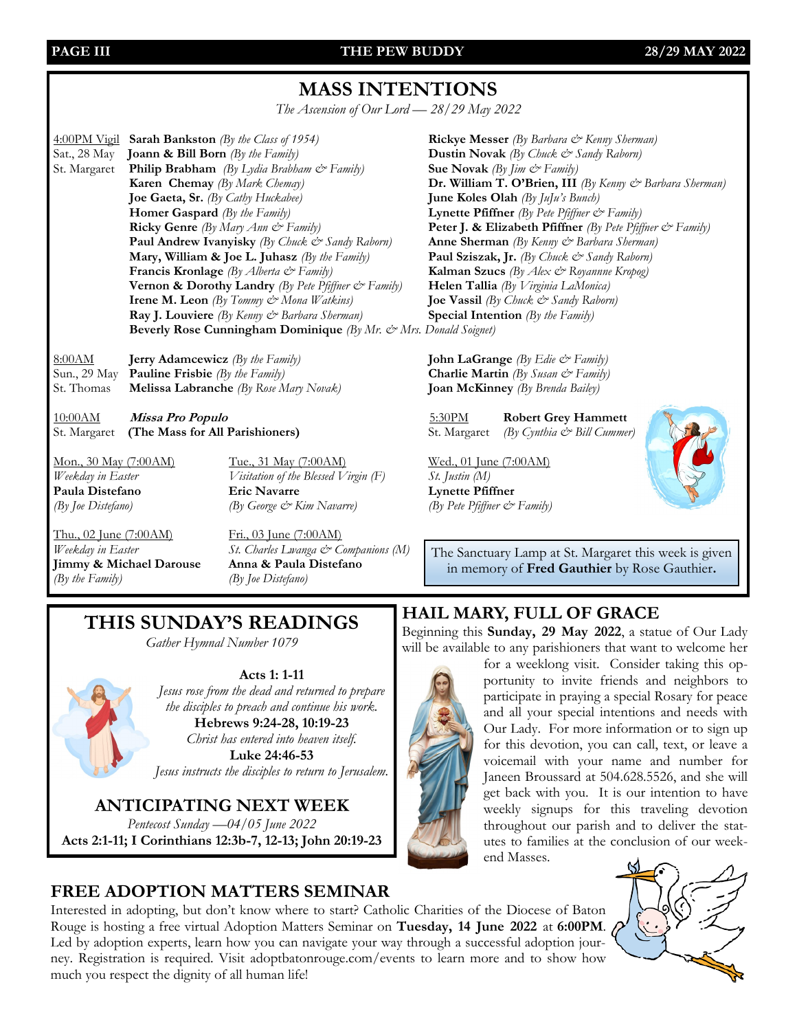# MASS INTENTIONS

*The Ascension of Our Lord — 28/29 May 2022*

4:00PM Vigil
Sat., 28 May
St. Margaret

**Sarah Bankston** *(By the Class of 1954)*
**Joann & Bill Born** *(By the Family)*
**Philip Brabham** *(By Lydia Brabham & Family)*
**Karen Chemay** *(By Mark Chemay)*
**Joe Gaeta, Sr.** *(By Cathy Huckabee)*
**Homer Gaspard** *(By the Family)*
**Ricky Genre** *(By Mary Ann & Family)*
**Paul Andrew Ivanyisky** *(By Chuck & Sandy Raborn)*
**Mary, William & Joe L. Juhasz** *(By the Family)*
**Francis Kronlage** *(By Alberta & Family)*
**Vernon & Dorothy Landry** *(By Pete Pfiffner & Family)*
**Irene M. Leon** *(By Tommy & Mona Watkins)*
**Ray J. Louviere** *(By Kenny & Barbara Sherman)*
**Beverly Rose Cunningham Dominique** *(By Mr. & Mrs. Donald Soignet)*
**Rickye Messer** *(By Barbara & Kenny Sherman)*
**Dustin Novak** *(By Chuck & Sandy Raborn)*
**Sue Novak** *(By Jim & Family)*
**Dr. William T. O'Brien, III** *(By Kenny & Barbara Sherman)*
**June Koles Olah** *(By JuJu's Bunch)*
**Lynette Pfiffner** *(By Pete Pfiffner & Family)*
**Peter J. & Elizabeth Pfiffner** *(By Pete Pfiffner & Family)*
**Anne Sherman** *(By Kenny & Barbara Sherman)*
**Paul Sziszak, Jr.** *(By Chuck & Sandy Raborn)*
**Kalman Szucs** *(By Alex & Royannne Kropog)*
**Helen Tallia** *(By Virginia LaMonica)*
**Joe Vassil** *(By Chuck & Sandy Raborn)*
**Special Intention** *(By the Family)*

8:00AM
Sun., 29 May
St. Thomas

**Jerry Adamcewicz** *(By the Family)*
**Pauline Frisbie** *(By the Family)*
**Melissa Labranche** *(By Rose Mary Novak)*
**John LaGrange** *(By Edie & Family)*
**Charlie Martin** *(By Susan & Family)*
**Joan McKinney** *(By Brenda Bailey)*

10:00AM
St. Margaret

***Missa Pro Populo***
**(The Mass for All Parishioners)**

5:30PM
St. Margaret

**Robert Grey Hammett** *(By Cynthia & Bill Cummer)*

Mon., 30 May (7:00AM)
*Weekday in Easter*
**Paula Distefano**
*(By Joe Distefano)*

Tue., 31 May (7:00AM)
*Visitation of the Blessed Virgin (F)*
**Eric Navarre**
*(By George & Kim Navarre)*

Wed., 01 June (7:00AM)
*St. Justin (M)*
**Lynette Pfiffner**
*(By Pete Pfiffner & Family)*

Thu., 02 June (7:00AM)
*Weekday in Easter*
**Jimmy & Michael Darouse**
*(By the Family)*

Fri., 03 June (7:00AM)
*St. Charles Lwanga & Companions (M)*
**Anna & Paula Distefano**
*(By Joe Distefano)*

The Sanctuary Lamp at St. Margaret this week is given in memory of **Fred Gauthier** by Rose Gauthier**.**

## THIS SUNDAY'S READINGS

*Gather Hymnal Number 1079*

**Acts 1: 1-11**
*Jesus rose from the dead and returned to prepare the disciples to preach and continue his work.*

**Hebrews 9:24-28, 10:19-23**
*Christ has entered into heaven itself.*

**Luke 24:46-53**
*Jesus instructs the disciples to return to Jerusalem.*

## ANTICIPATING NEXT WEEK

*Pentecost Sunday —04/05 June 2022*
**Acts 2:1-11; I Corinthians 12:3b-7, 12-13; John 20:19-23**

## HAIL MARY, FULL OF GRACE

Beginning this **Sunday, 29 May 2022**, a statue of Our Lady will be available to any parishioners that want to welcome her for a weeklong visit. Consider taking this opportunity to invite friends and neighbors to participate in praying a special Rosary for peace and all your special intentions and needs with Our Lady. For more information or to sign up for this devotion, you can call, text, or leave a voicemail with your name and number for Janeen Broussard at 504.628.5526, and she will get back with you. It is our intention to have weekly signups for this traveling devotion throughout our parish and to deliver the statutes to families at the conclusion of our weekend Masses.

## FREE ADOPTION MATTERS SEMINAR

Interested in adopting, but don't know where to start? Catholic Charities of the Diocese of Baton Rouge is hosting a free virtual Adoption Matters Seminar on **Tuesday, 14 June 2022** at **6:00PM**. Led by adoption experts, learn how you can navigate your way through a successful adoption journey. Registration is required. Visit adoptbatonrouge.com/events to learn more and to show how much you respect the dignity of all human life!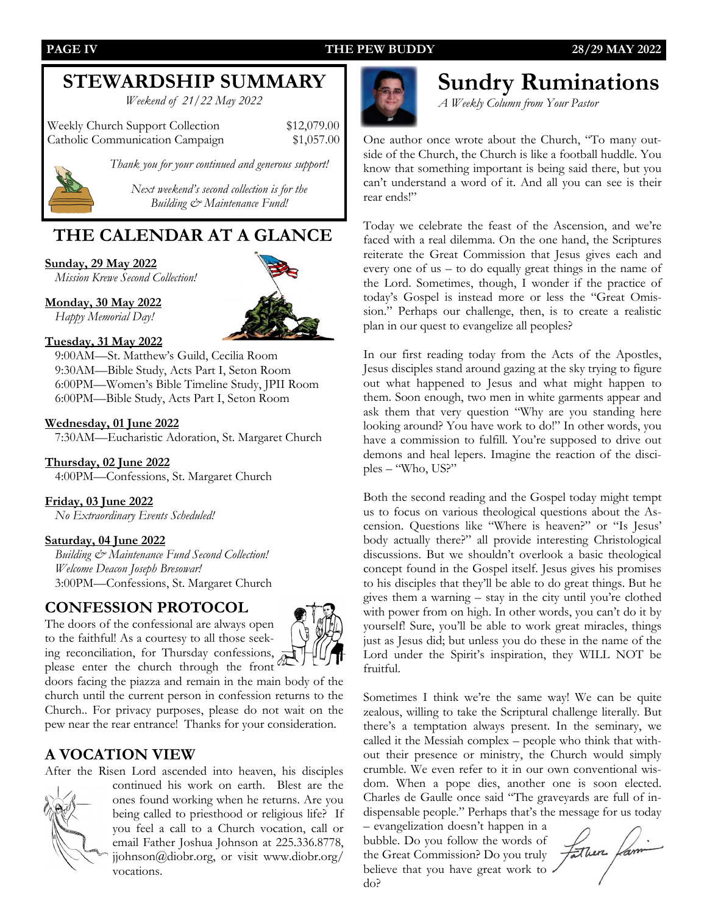## STEWARDSHIP SUMMARY

*Weekend of 21/22 May 2022*

| | |
|---|---|
| Weekly Church Support Collection | $12,079.00 |
| Catholic Communication Campaign | $1,057.00 |

*Thank you for your continued and generous support!*

*Next weekend's second collection is for the Building & Maintenance Fund!*

## THE CALENDAR AT A GLANCE

**Sunday, 29 May 2022**
*Mission Krewe Second Collection!*

**Monday, 30 May 2022**
*Happy Memorial Day!*

**Tuesday, 31 May 2022**
9:00AM—St. Matthew's Guild, Cecilia Room
9:30AM—Bible Study, Acts Part I, Seton Room
6:00PM—Women's Bible Timeline Study, JPII Room
6:00PM—Bible Study, Acts Part I, Seton Room

**Wednesday, 01 June 2022**
7:30AM—Eucharistic Adoration, St. Margaret Church

**Thursday, 02 June 2022**
4:00PM—Confessions, St. Margaret Church

**Friday, 03 June 2022**
*No Extraordinary Events Scheduled!*

**Saturday, 04 June 2022**
*Building & Maintenance Fund Second Collection!*
*Welcome Deacon Joseph Bresowar!*
3:00PM—Confessions, St. Margaret Church

## CONFESSION PROTOCOL

The doors of the confessional are always open to the faithful! As a courtesy to all those seeking reconciliation, for Thursday confessions, please enter the church through the front doors facing the piazza and remain in the main body of the church until the current person in confession returns to the Church.. For privacy purposes, please do not wait on the pew near the rear entrance! Thanks for your consideration.

## A VOCATION VIEW

After the Risen Lord ascended into heaven, his disciples continued his work on earth. Blest are the ones found working when he returns. Are you being called to priesthood or religious life? If you feel a call to a Church vocation, call or email Father Joshua Johnson at 225.336.8778, jjohnson@diobr.org, or visit www.diobr.org/vocations.

# Sundry Ruminations

*A Weekly Column from Your Pastor*

One author once wrote about the Church, "To many outside of the Church, the Church is like a football huddle. You know that something important is being said there, but you can't understand a word of it. And all you can see is their rear ends!"

Today we celebrate the feast of the Ascension, and we're faced with a real dilemma. On the one hand, the Scriptures reiterate the Great Commission that Jesus gives each and every one of us – to do equally great things in the name of the Lord. Sometimes, though, I wonder if the practice of today's Gospel is instead more or less the "Great Omission." Perhaps our challenge, then, is to create a realistic plan in our quest to evangelize all peoples?

In our first reading today from the Acts of the Apostles, Jesus disciples stand around gazing at the sky trying to figure out what happened to Jesus and what might happen to them. Soon enough, two men in white garments appear and ask them that very question "Why are you standing here looking around? You have work to do!" In other words, you have a commission to fulfill. You're supposed to drive out demons and heal lepers. Imagine the reaction of the disciples – "Who, US?"

Both the second reading and the Gospel today might tempt us to focus on various theological questions about the Ascension. Questions like "Where is heaven?" or "Is Jesus' body actually there?" all provide interesting Christological discussions. But we shouldn't overlook a basic theological concept found in the Gospel itself. Jesus gives his promises to his disciples that they'll be able to do great things. But he gives them a warning – stay in the city until you're clothed with power from on high. In other words, you can't do it by yourself! Sure, you'll be able to work great miracles, things just as Jesus did; but unless you do these in the name of the Lord under the Spirit's inspiration, they WILL NOT be fruitful.

Sometimes I think we're the same way! We can be quite zealous, willing to take the Scriptural challenge literally. But there's a temptation always present. In the seminary, we called it the Messiah complex – people who think that without their presence or ministry, the Church would simply crumble. We even refer to it in our own conventional wisdom. When a pope dies, another one is soon elected. Charles de Gaulle once said "The graveyards are full of indispensable people." Perhaps that's the message for us today – evangelization doesn't happen in a bubble. Do you follow the words of the Great Commission? Do you truly believe that you have great work to do?

*Father Jamie*